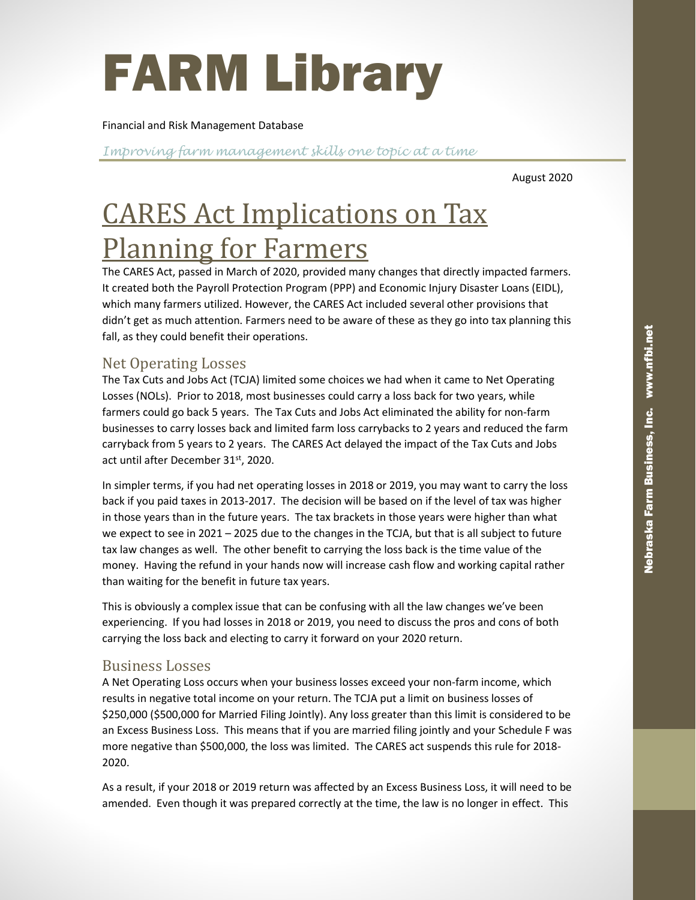# FARM Library

Financial and Risk Management Database

*Improving farm management skills one topic at a time*

August 2020

## CARES Act Implications on Tax Planning for Farmers

The CARES Act, passed in March of 2020, provided many changes that directly impacted farmers. It created both the Payroll Protection Program (PPP) and Economic Injury Disaster Loans (EIDL), which many farmers utilized. However, the CARES Act included several other provisions that didn't get as much attention. Farmers need to be aware of these as they go into tax planning this fall, as they could benefit their operations.

### Net Operating Losses

The Tax Cuts and Jobs Act (TCJA) limited some choices we had when it came to Net Operating Losses (NOLs). Prior to 2018, most businesses could carry a loss back for two years, while farmers could go back 5 years. The Tax Cuts and Jobs Act eliminated the ability for non-farm businesses to carry losses back and limited farm loss carrybacks to 2 years and reduced the farm carryback from 5 years to 2 years. The CARES Act delayed the impact of the Tax Cuts and Jobs act until after December 31st, 2020.

In simpler terms, if you had net operating losses in 2018 or 2019, you may want to carry the loss back if you paid taxes in 2013-2017. The decision will be based on if the level of tax was higher in those years than in the future years. The tax brackets in those years were higher than what we expect to see in 2021 – 2025 due to the changes in the TCJA, but that is all subject to future tax law changes as well. The other benefit to carrying the loss back is the time value of the money. Having the refund in your hands now will increase cash flow and working capital rather than waiting for the benefit in future tax years.

This is obviously a complex issue that can be confusing with all the law changes we've been experiencing. If you had losses in 2018 or 2019, you need to discuss the pros and cons of both carrying the loss back and electing to carry it forward on your 2020 return.

### Business Losses

A Net Operating Loss occurs when your business losses exceed your non-farm income, which results in negative total income on your return. The TCJA put a limit on business losses of $250,000 ($500,000 for Married Filing Jointly). Any loss greater than this limit is considered to be an Excess Business Loss. This means that if you are married filing jointly and your Schedule F was more negative than $500,000, the loss was limited. The CARES act suspends this rule for 2018-2020.

As a result, if your 2018 or 2019 return was affected by an Excess Business Loss, it will need to be amended. Even though it was prepared correctly at the time, the law is no longer in effect. This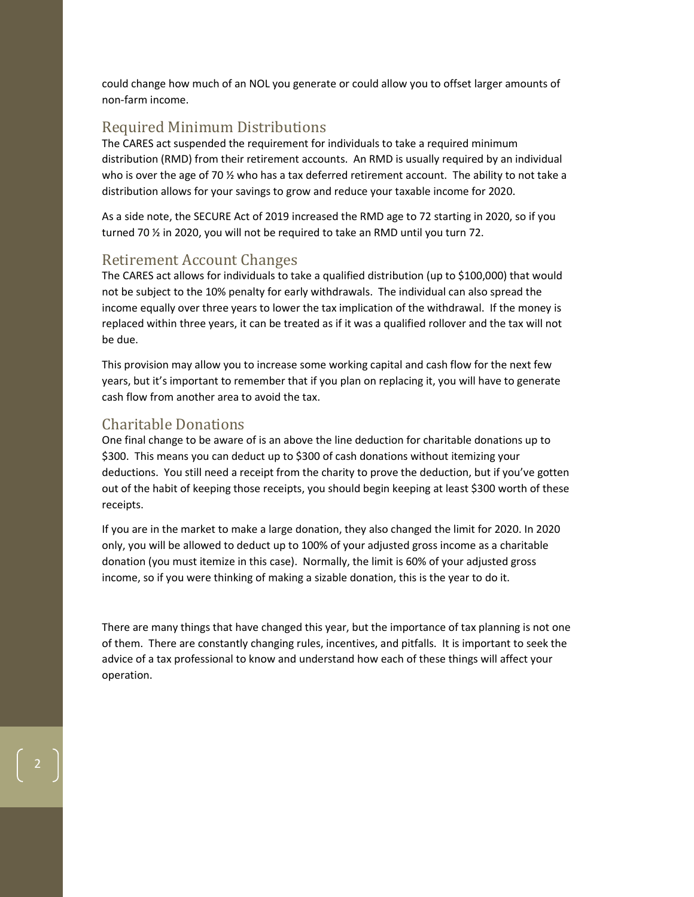could change how much of an NOL you generate or could allow you to offset larger amounts of non-farm income.

## Required Minimum Distributions

The CARES act suspended the requirement for individuals to take a required minimum distribution (RMD) from their retirement accounts. An RMD is usually required by an individual who is over the age of 70 ½ who has a tax deferred retirement account. The ability to not take a distribution allows for your savings to grow and reduce your taxable income for 2020.

As a side note, the SECURE Act of 2019 increased the RMD age to 72 starting in 2020, so if you turned 70 ½ in 2020, you will not be required to take an RMD until you turn 72.

## Retirement Account Changes

The CARES act allows for individuals to take a qualified distribution (up to $100,000) that would not be subject to the 10% penalty for early withdrawals. The individual can also spread the income equally over three years to lower the tax implication of the withdrawal. If the money is replaced within three years, it can be treated as if it was a qualified rollover and the tax will not be due.

This provision may allow you to increase some working capital and cash flow for the next few years, but it's important to remember that if you plan on replacing it, you will have to generate cash flow from another area to avoid the tax.

## Charitable Donations

One final change to be aware of is an above the line deduction for charitable donations up to $300. This means you can deduct up to $300 of cash donations without itemizing your deductions. You still need a receipt from the charity to prove the deduction, but if you've gotten out of the habit of keeping those receipts, you should begin keeping at least $300 worth of these receipts.

If you are in the market to make a large donation, they also changed the limit for 2020. In 2020 only, you will be allowed to deduct up to 100% of your adjusted gross income as a charitable donation (you must itemize in this case). Normally, the limit is 60% of your adjusted gross income, so if you were thinking of making a sizable donation, this is the year to do it.

There are many things that have changed this year, but the importance of tax planning is not one of them. There are constantly changing rules, incentives, and pitfalls. It is important to seek the advice of a tax professional to know and understand how each of these things will affect your operation.